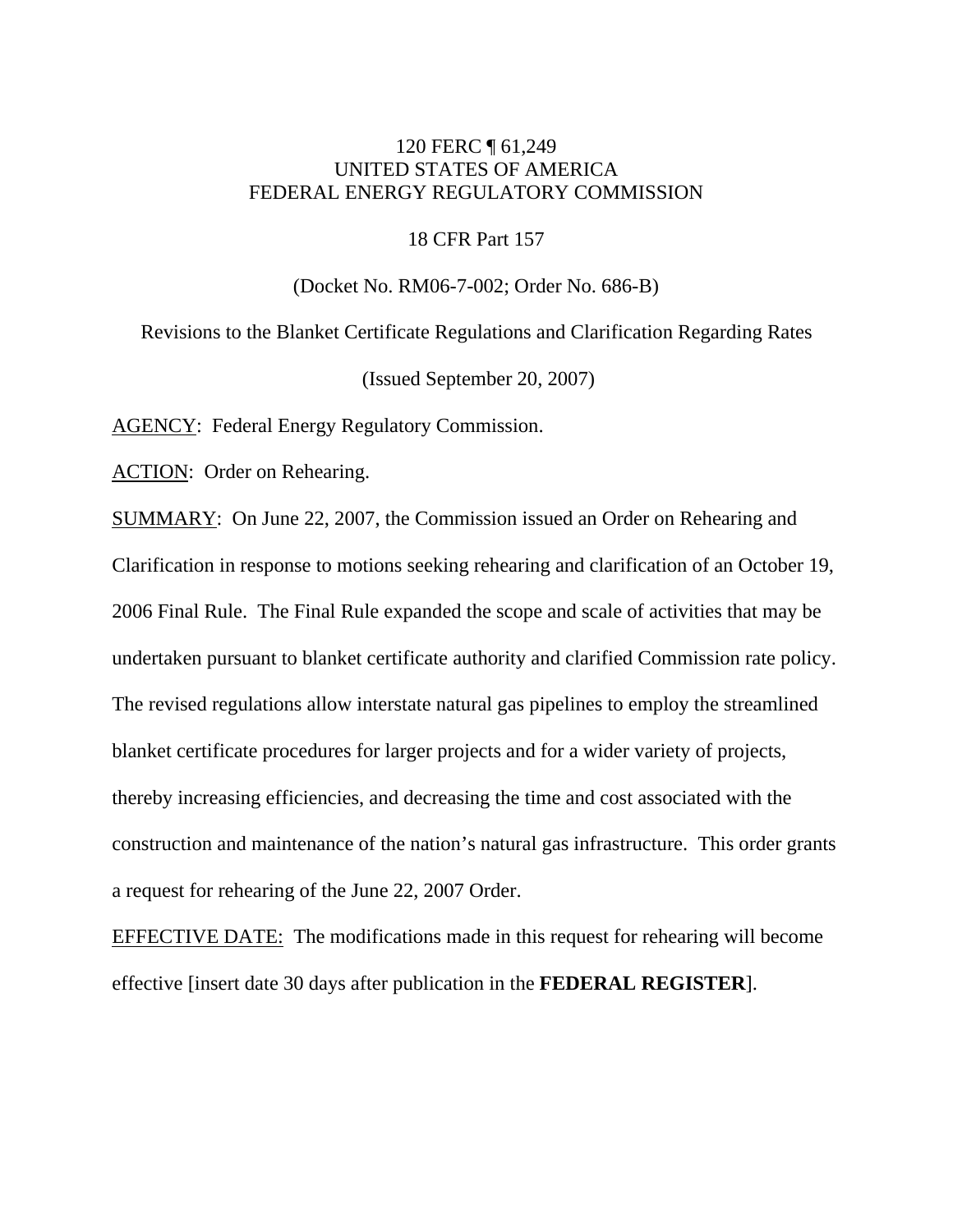120 FERC ¶ 61,249
UNITED STATES OF AMERICA
FEDERAL ENERGY REGULATORY COMMISSION

18 CFR Part 157

(Docket No. RM06-7-002; Order No. 686-B)

Revisions to the Blanket Certificate Regulations and Clarification Regarding Rates

(Issued September 20, 2007)

AGENCY: Federal Energy Regulatory Commission.

ACTION: Order on Rehearing.

SUMMARY: On June 22, 2007, the Commission issued an Order on Rehearing and Clarification in response to motions seeking rehearing and clarification of an October 19, 2006 Final Rule. The Final Rule expanded the scope and scale of activities that may be undertaken pursuant to blanket certificate authority and clarified Commission rate policy. The revised regulations allow interstate natural gas pipelines to employ the streamlined blanket certificate procedures for larger projects and for a wider variety of projects, thereby increasing efficiencies, and decreasing the time and cost associated with the construction and maintenance of the nation's natural gas infrastructure. This order grants a request for rehearing of the June 22, 2007 Order.

EFFECTIVE DATE: The modifications made in this request for rehearing will become effective [insert date 30 days after publication in the **FEDERAL REGISTER**].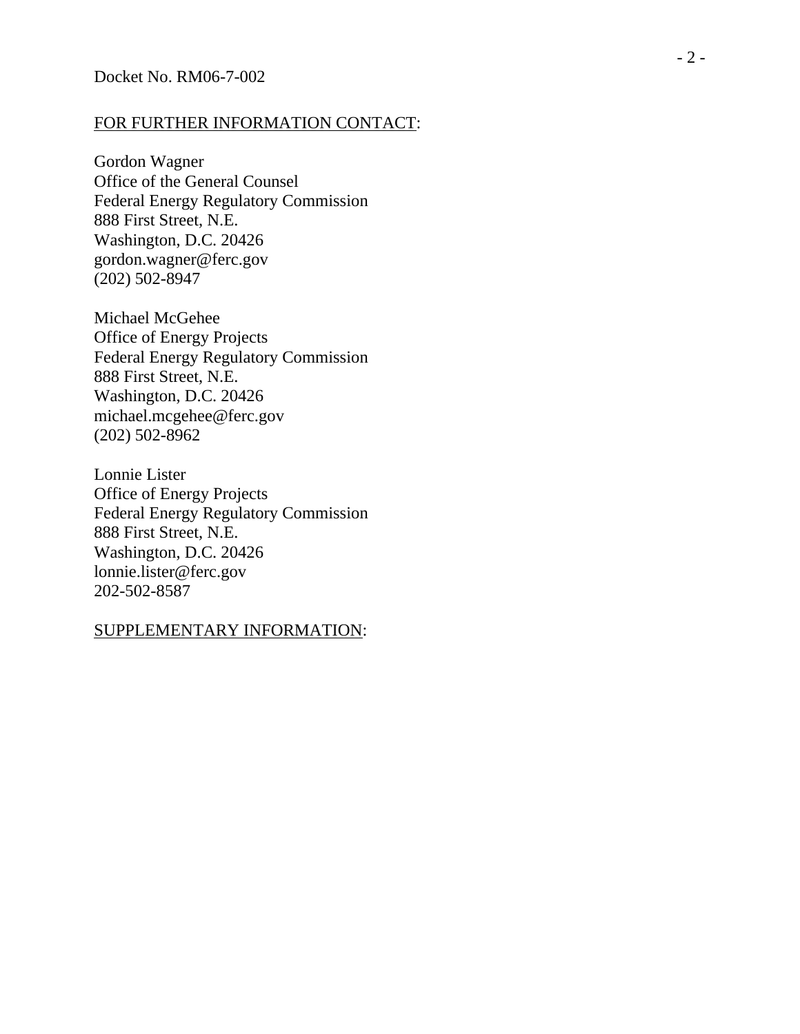FOR FURTHER INFORMATION CONTACT:

Gordon Wagner
Office of the General Counsel
Federal Energy Regulatory Commission
888 First Street, N.E.
Washington, D.C. 20426
gordon.wagner@ferc.gov
(202) 502-8947

Michael McGehee
Office of Energy Projects
Federal Energy Regulatory Commission
888 First Street, N.E.
Washington, D.C. 20426
michael.mcgehee@ferc.gov
(202) 502-8962

Lonnie Lister
Office of Energy Projects
Federal Energy Regulatory Commission
888 First Street, N.E.
Washington, D.C. 20426
lonnie.lister@ferc.gov
202-502-8587

SUPPLEMENTARY INFORMATION: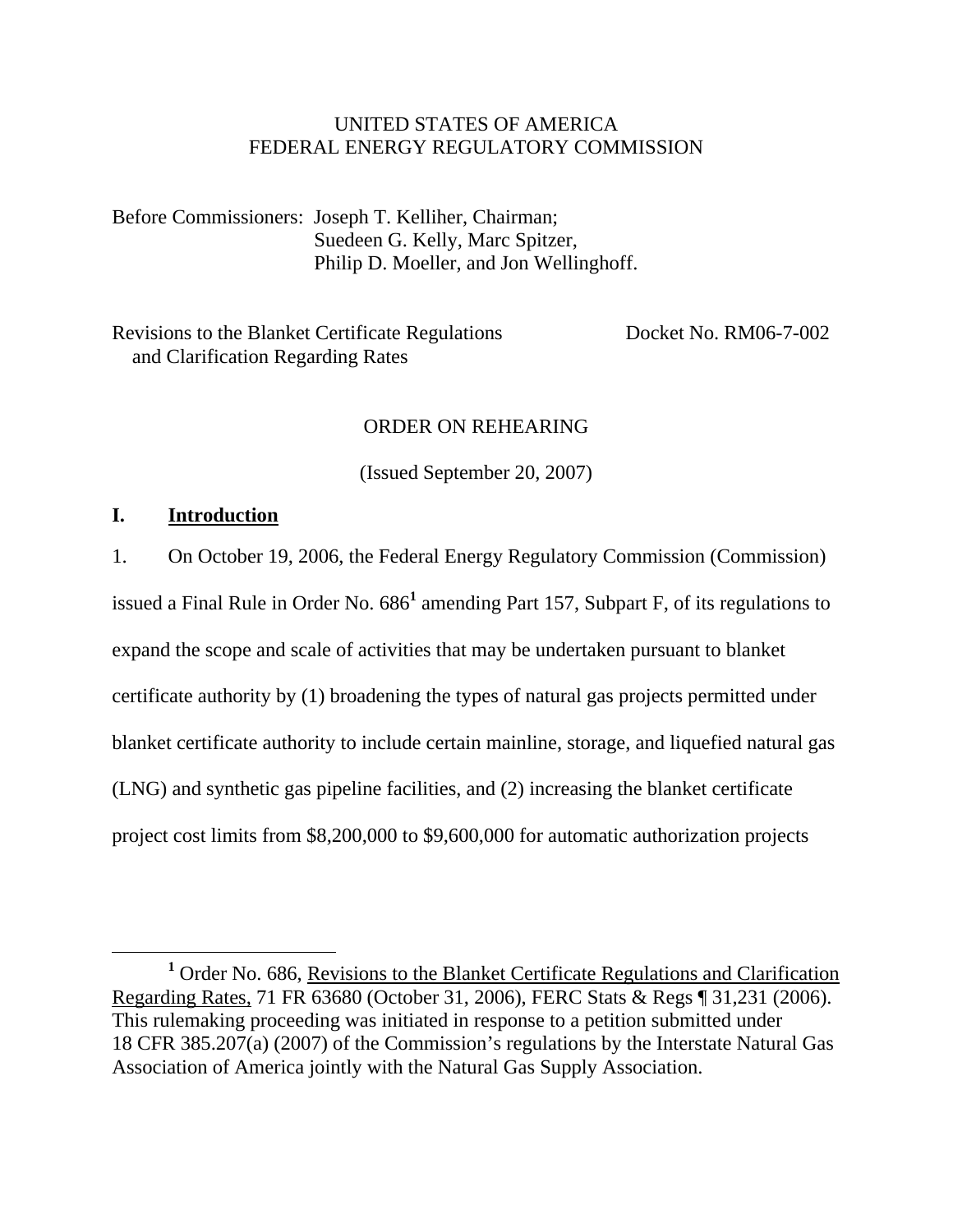UNITED STATES OF AMERICA
FEDERAL ENERGY REGULATORY COMMISSION

Before Commissioners: Joseph T. Kelliher, Chairman;
Suedeen G. Kelly, Marc Spitzer,
Philip D. Moeller, and Jon Wellinghoff.

Revisions to the Blanket Certificate Regulations and Clarification Regarding Rates — Docket No. RM06-7-002

ORDER ON REHEARING

(Issued September 20, 2007)

## I. Introduction

1. On October 19, 2006, the Federal Energy Regulatory Commission (Commission) issued a Final Rule in Order No. 686[1] amending Part 157, Subpart F, of its regulations to expand the scope and scale of activities that may be undertaken pursuant to blanket certificate authority by (1) broadening the types of natural gas projects permitted under blanket certificate authority to include certain mainline, storage, and liquefied natural gas (LNG) and synthetic gas pipeline facilities, and (2) increasing the blanket certificate project cost limits from $8,200,000 to $9,600,000 for automatic authorization projects

[1] Order No. 686, Revisions to the Blanket Certificate Regulations and Clarification Regarding Rates, 71 FR 63680 (October 31, 2006), FERC Stats & Regs ¶ 31,231 (2006). This rulemaking proceeding was initiated in response to a petition submitted under 18 CFR 385.207(a) (2007) of the Commission's regulations by the Interstate Natural Gas Association of America jointly with the Natural Gas Supply Association.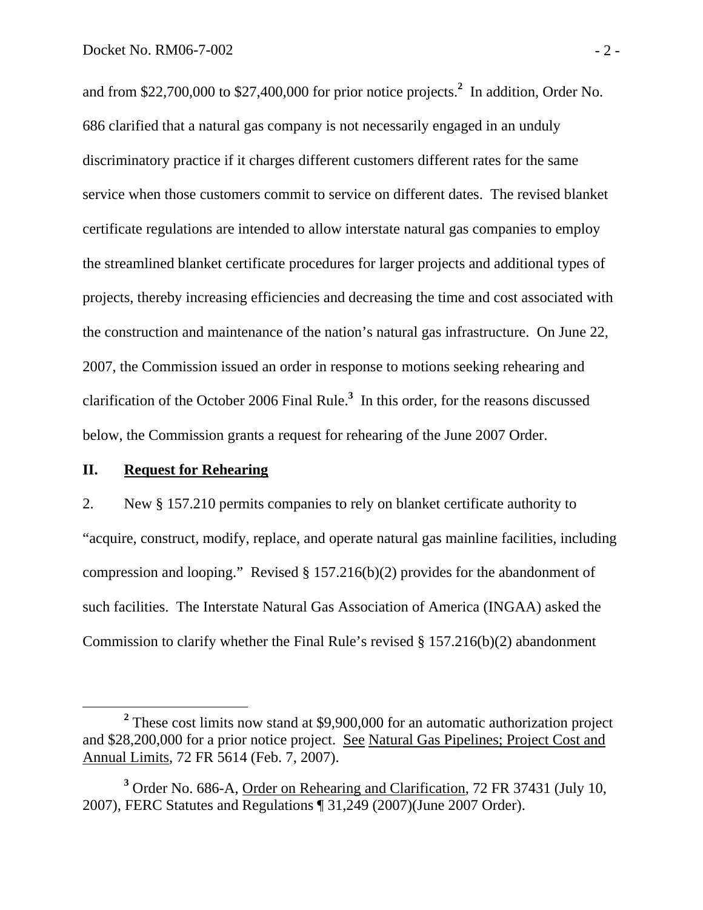and from $22,700,000 to $27,400,000 for prior notice projects.[2] In addition, Order No. 686 clarified that a natural gas company is not necessarily engaged in an unduly discriminatory practice if it charges different customers different rates for the same service when those customers commit to service on different dates. The revised blanket certificate regulations are intended to allow interstate natural gas companies to employ the streamlined blanket certificate procedures for larger projects and additional types of projects, thereby increasing efficiencies and decreasing the time and cost associated with the construction and maintenance of the nation's natural gas infrastructure. On June 22, 2007, the Commission issued an order in response to motions seeking rehearing and clarification of the October 2006 Final Rule.[3] In this order, for the reasons discussed below, the Commission grants a request for rehearing of the June 2007 Order.

## II. Request for Rehearing

2. New § 157.210 permits companies to rely on blanket certificate authority to "acquire, construct, modify, replace, and operate natural gas mainline facilities, including compression and looping." Revised § 157.216(b)(2) provides for the abandonment of such facilities. The Interstate Natural Gas Association of America (INGAA) asked the Commission to clarify whether the Final Rule's revised § 157.216(b)(2) abandonment

---

[2] These cost limits now stand at $9,900,000 for an automatic authorization project and $28,200,000 for a prior notice project. See Natural Gas Pipelines; Project Cost and Annual Limits, 72 FR 5614 (Feb. 7, 2007).

[3] Order No. 686-A, Order on Rehearing and Clarification, 72 FR 37431 (July 10, 2007), FERC Statutes and Regulations ¶ 31,249 (2007)(June 2007 Order).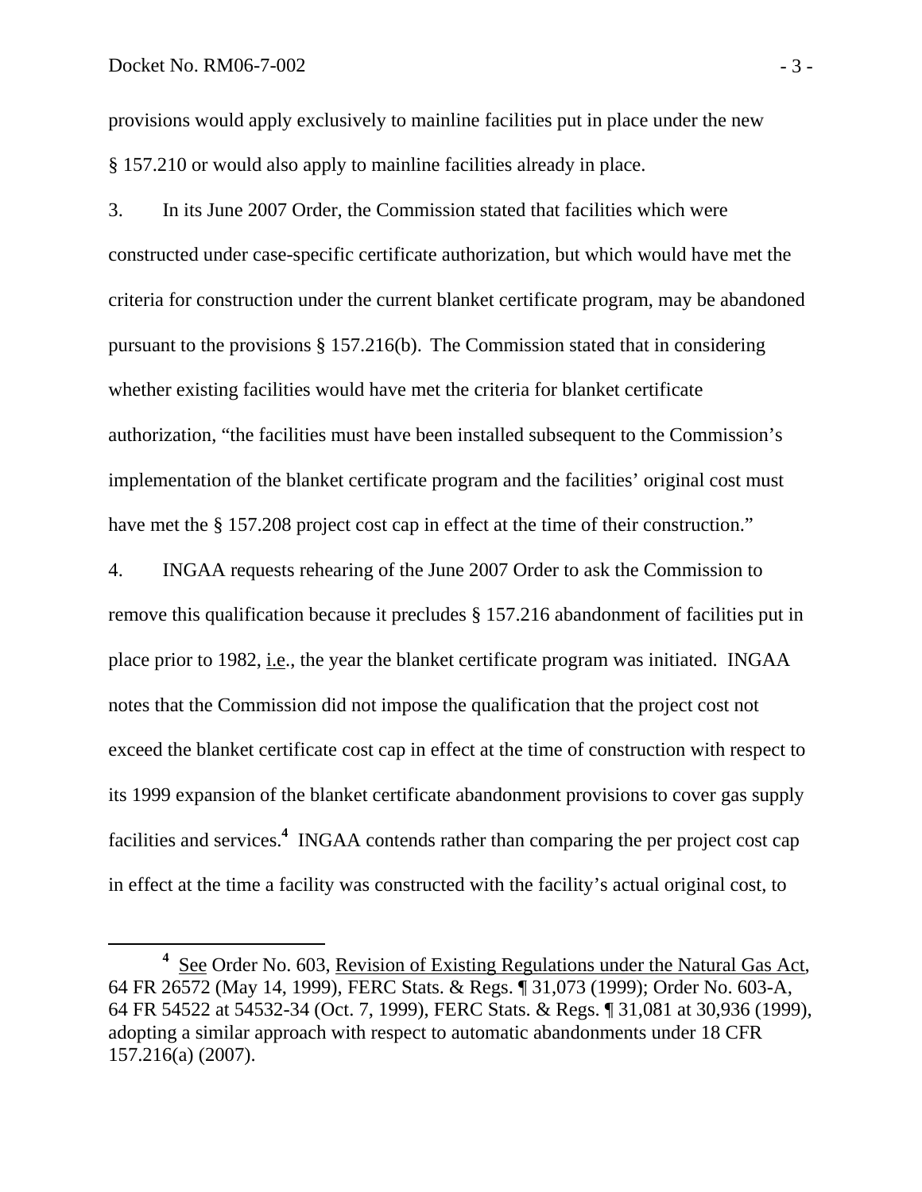provisions would apply exclusively to mainline facilities put in place under the new § 157.210 or would also apply to mainline facilities already in place.

3. In its June 2007 Order, the Commission stated that facilities which were constructed under case-specific certificate authorization, but which would have met the criteria for construction under the current blanket certificate program, may be abandoned pursuant to the provisions § 157.216(b). The Commission stated that in considering whether existing facilities would have met the criteria for blanket certificate authorization, "the facilities must have been installed subsequent to the Commission's implementation of the blanket certificate program and the facilities' original cost must have met the § 157.208 project cost cap in effect at the time of their construction."

4. INGAA requests rehearing of the June 2007 Order to ask the Commission to remove this qualification because it precludes § 157.216 abandonment of facilities put in place prior to 1982, i.e., the year the blanket certificate program was initiated. INGAA notes that the Commission did not impose the qualification that the project cost not exceed the blanket certificate cost cap in effect at the time of construction with respect to its 1999 expansion of the blanket certificate abandonment provisions to cover gas supply facilities and services.[4] INGAA contends rather than comparing the per project cost cap in effect at the time a facility was constructed with the facility's actual original cost, to

[4] See Order No. 603, Revision of Existing Regulations under the Natural Gas Act, 64 FR 26572 (May 14, 1999), FERC Stats. & Regs. ¶ 31,073 (1999); Order No. 603-A, 64 FR 54522 at 54532-34 (Oct. 7, 1999), FERC Stats. & Regs. ¶ 31,081 at 30,936 (1999), adopting a similar approach with respect to automatic abandonments under 18 CFR 157.216(a) (2007).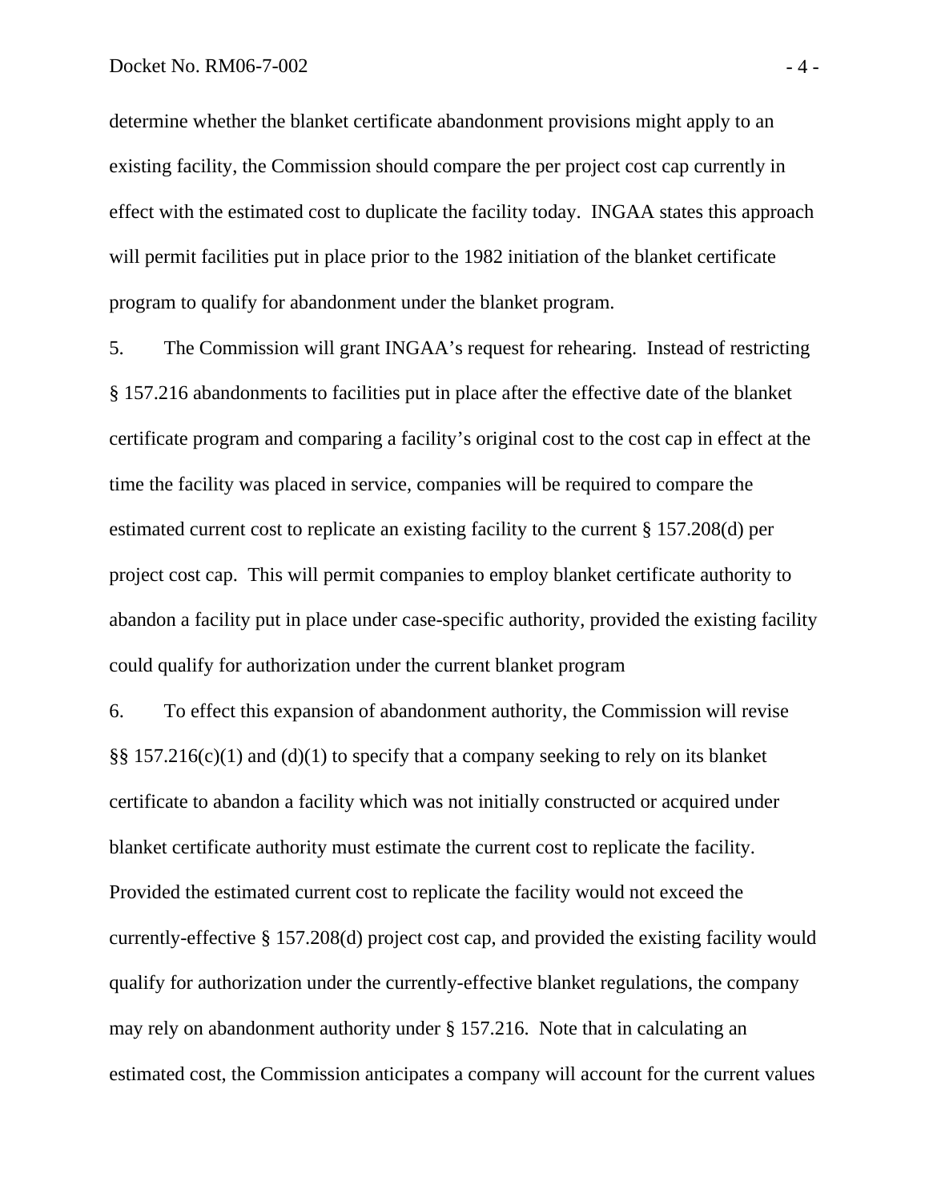determine whether the blanket certificate abandonment provisions might apply to an existing facility, the Commission should compare the per project cost cap currently in effect with the estimated cost to duplicate the facility today. INGAA states this approach will permit facilities put in place prior to the 1982 initiation of the blanket certificate program to qualify for abandonment under the blanket program.

5. The Commission will grant INGAA's request for rehearing. Instead of restricting § 157.216 abandonments to facilities put in place after the effective date of the blanket certificate program and comparing a facility's original cost to the cost cap in effect at the time the facility was placed in service, companies will be required to compare the estimated current cost to replicate an existing facility to the current § 157.208(d) per project cost cap. This will permit companies to employ blanket certificate authority to abandon a facility put in place under case-specific authority, provided the existing facility could qualify for authorization under the current blanket program

6. To effect this expansion of abandonment authority, the Commission will revise §§ 157.216(c)(1) and (d)(1) to specify that a company seeking to rely on its blanket certificate to abandon a facility which was not initially constructed or acquired under blanket certificate authority must estimate the current cost to replicate the facility. Provided the estimated current cost to replicate the facility would not exceed the currently-effective § 157.208(d) project cost cap, and provided the existing facility would qualify for authorization under the currently-effective blanket regulations, the company may rely on abandonment authority under § 157.216. Note that in calculating an estimated cost, the Commission anticipates a company will account for the current values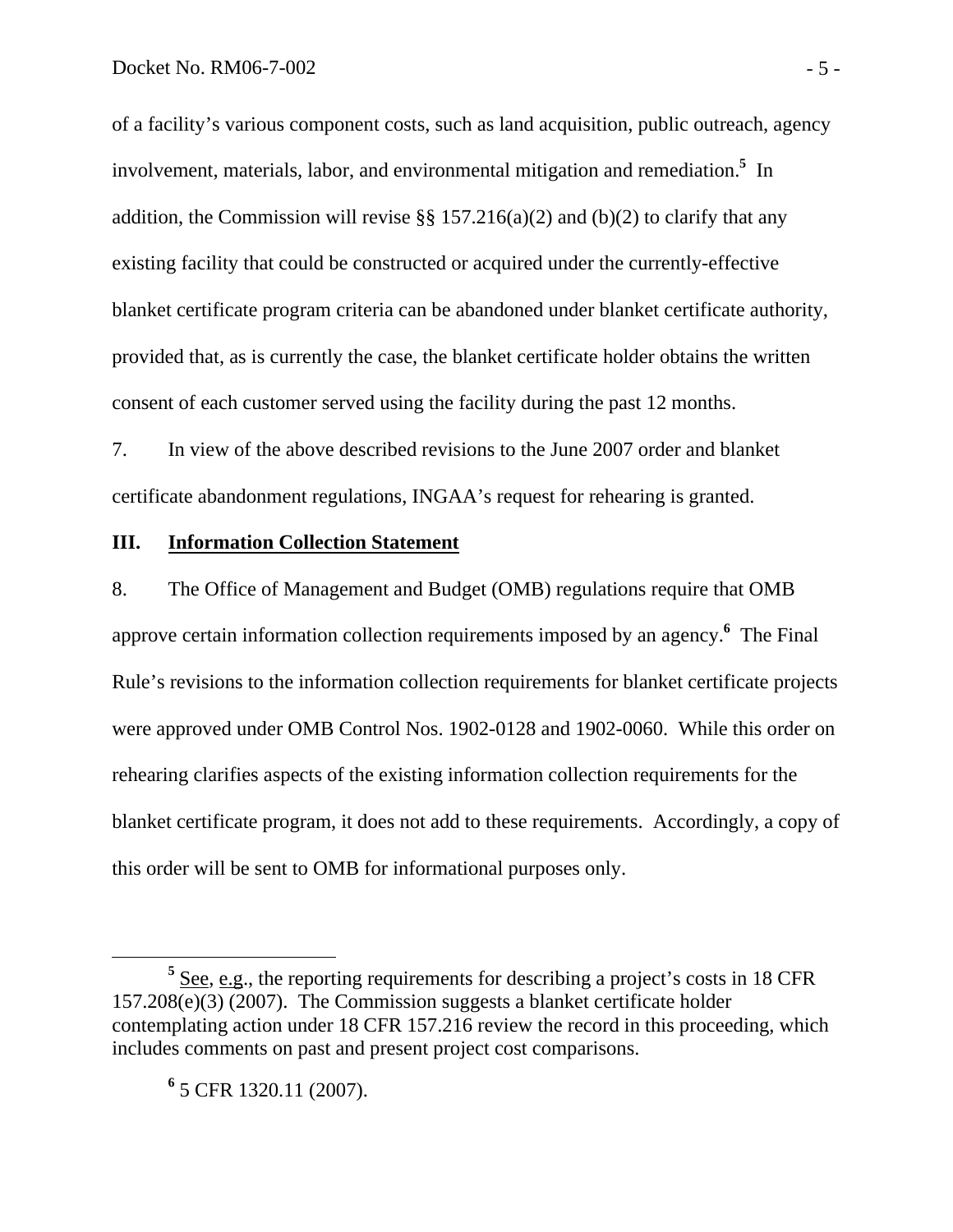of a facility's various component costs, such as land acquisition, public outreach, agency involvement, materials, labor, and environmental mitigation and remediation.[5] In addition, the Commission will revise §§ 157.216(a)(2) and (b)(2) to clarify that any existing facility that could be constructed or acquired under the currently-effective blanket certificate program criteria can be abandoned under blanket certificate authority, provided that, as is currently the case, the blanket certificate holder obtains the written consent of each customer served using the facility during the past 12 months.

7. In view of the above described revisions to the June 2007 order and blanket certificate abandonment regulations, INGAA's request for rehearing is granted.

## III. Information Collection Statement

8. The Office of Management and Budget (OMB) regulations require that OMB approve certain information collection requirements imposed by an agency.[6] The Final Rule's revisions to the information collection requirements for blanket certificate projects were approved under OMB Control Nos. 1902-0128 and 1902-0060. While this order on rehearing clarifies aspects of the existing information collection requirements for the blanket certificate program, it does not add to these requirements. Accordingly, a copy of this order will be sent to OMB for informational purposes only.

---

[5] See, e.g., the reporting requirements for describing a project's costs in 18 CFR 157.208(e)(3) (2007). The Commission suggests a blanket certificate holder contemplating action under 18 CFR 157.216 review the record in this proceeding, which includes comments on past and present project cost comparisons.

[6] 5 CFR 1320.11 (2007).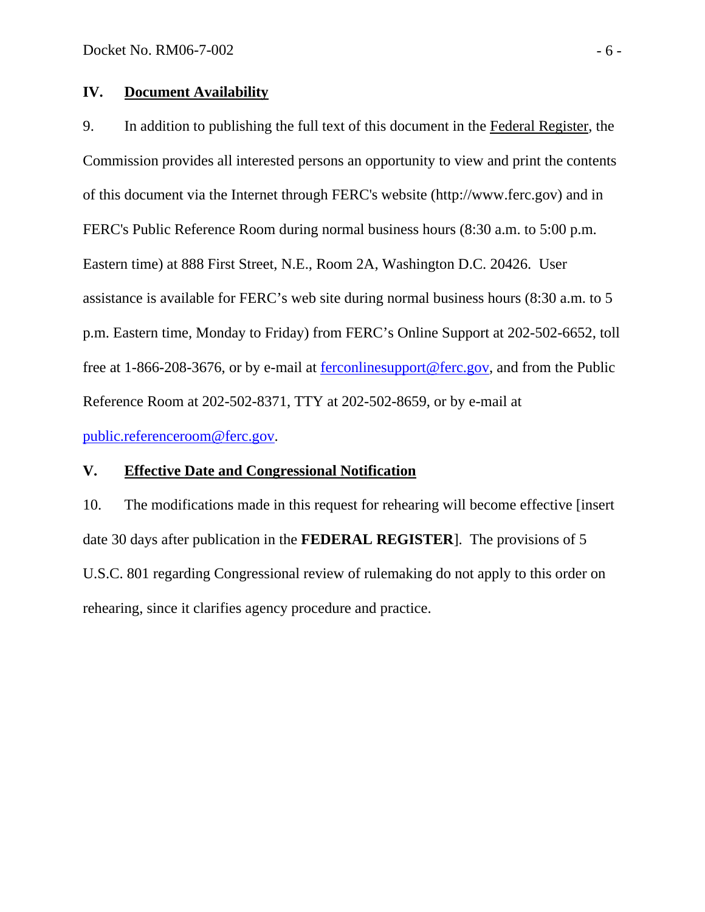## IV. Document Availability

9. In addition to publishing the full text of this document in the Federal Register, the Commission provides all interested persons an opportunity to view and print the contents of this document via the Internet through FERC's website (http://www.ferc.gov) and in FERC's Public Reference Room during normal business hours (8:30 a.m. to 5:00 p.m. Eastern time) at 888 First Street, N.E., Room 2A, Washington D.C. 20426. User assistance is available for FERC's web site during normal business hours (8:30 a.m. to 5 p.m. Eastern time, Monday to Friday) from FERC's Online Support at 202-502-6652, toll free at 1-866-208-3676, or by e-mail at ferconlinesupport@ferc.gov, and from the Public Reference Room at 202-502-8371, TTY at 202-502-8659, or by e-mail at public.referenceroom@ferc.gov.

## V. Effective Date and Congressional Notification

10. The modifications made in this request for rehearing will become effective [insert date 30 days after publication in the **FEDERAL REGISTER**]. The provisions of 5 U.S.C. 801 regarding Congressional review of rulemaking do not apply to this order on rehearing, since it clarifies agency procedure and practice.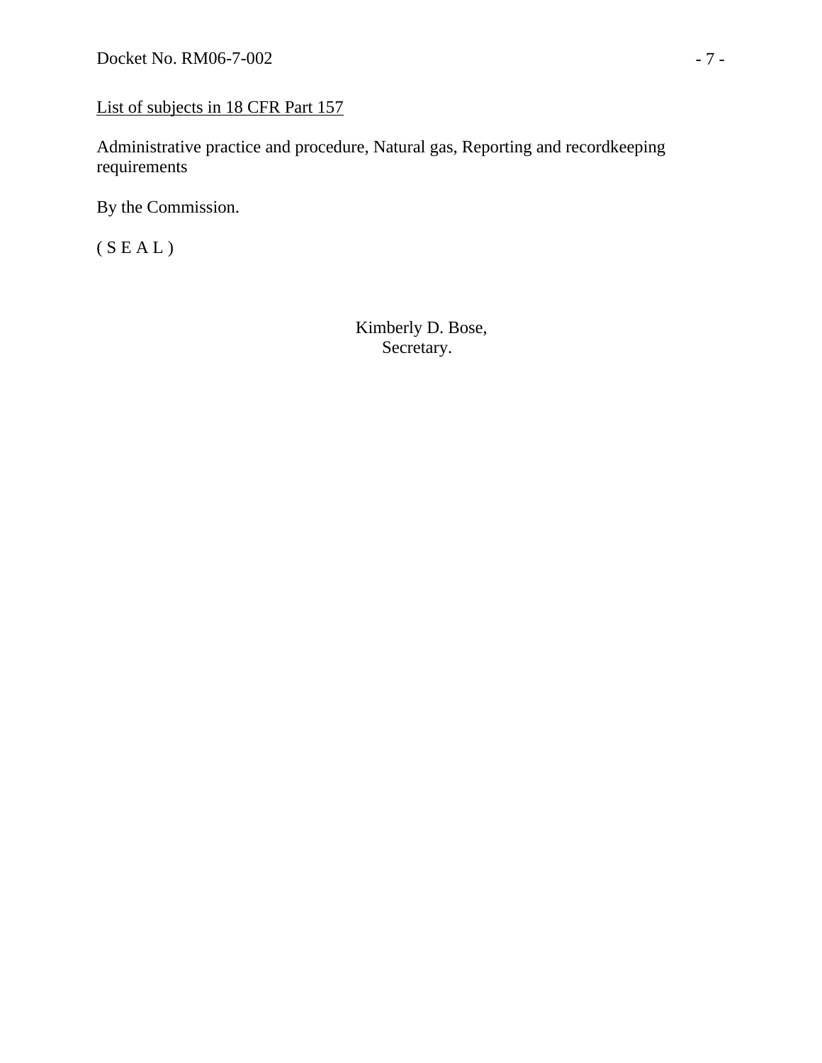List of subjects in 18 CFR Part 157

Administrative practice and procedure, Natural gas, Reporting and recordkeeping requirements

By the Commission.

( S E A L )

Kimberly D. Bose,
Secretary.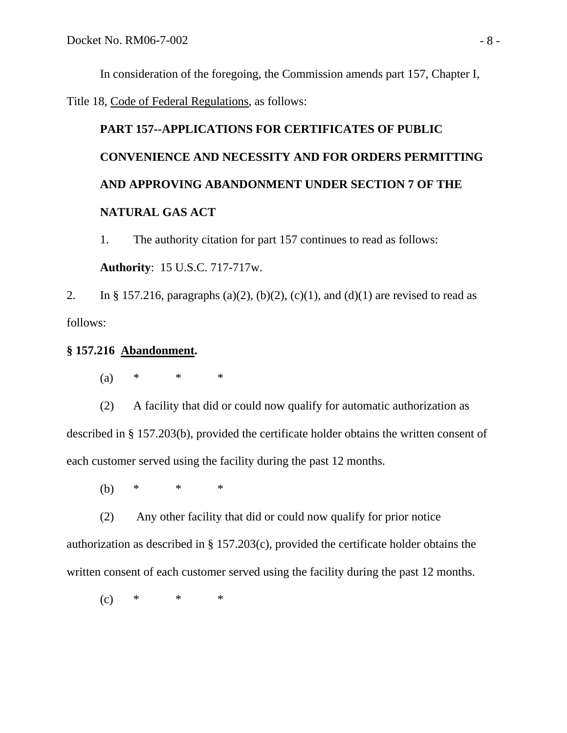In consideration of the foregoing, the Commission amends part 157, Chapter I, Title 18, Code of Federal Regulations, as follows:

**PART 157--APPLICATIONS FOR CERTIFICATES OF PUBLIC CONVENIENCE AND NECESSITY AND FOR ORDERS PERMITTING AND APPROVING ABANDONMENT UNDER SECTION 7 OF THE NATURAL GAS ACT**

1. The authority citation for part 157 continues to read as follows:

**Authority**: 15 U.S.C. 717-717w.

2. In § 157.216, paragraphs (a)(2), (b)(2), (c)(1), and (d)(1) are revised to read as follows:

**§ 157.216 Abandonment.**

(a) * * *

(2) A facility that did or could now qualify for automatic authorization as described in § 157.203(b), provided the certificate holder obtains the written consent of each customer served using the facility during the past 12 months.

(b) * * *

(2) Any other facility that did or could now qualify for prior notice authorization as described in § 157.203(c), provided the certificate holder obtains the written consent of each customer served using the facility during the past 12 months.

(c) * * *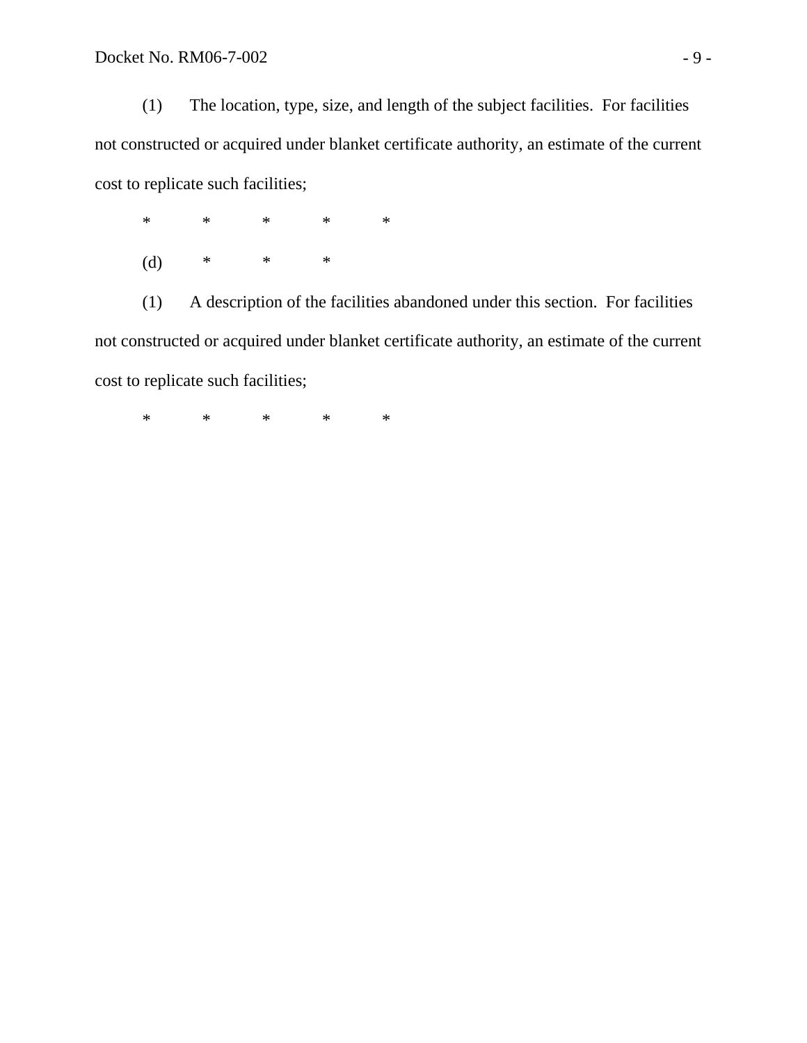(1) The location, type, size, and length of the subject facilities. For facilities not constructed or acquired under blanket certificate authority, an estimate of the current cost to replicate such facilities;

\*     \*     \*     \*     \*

(d)     \*     \*     \*

(1) A description of the facilities abandoned under this section. For facilities not constructed or acquired under blanket certificate authority, an estimate of the current cost to replicate such facilities;

\*     \*     \*     \*     \*